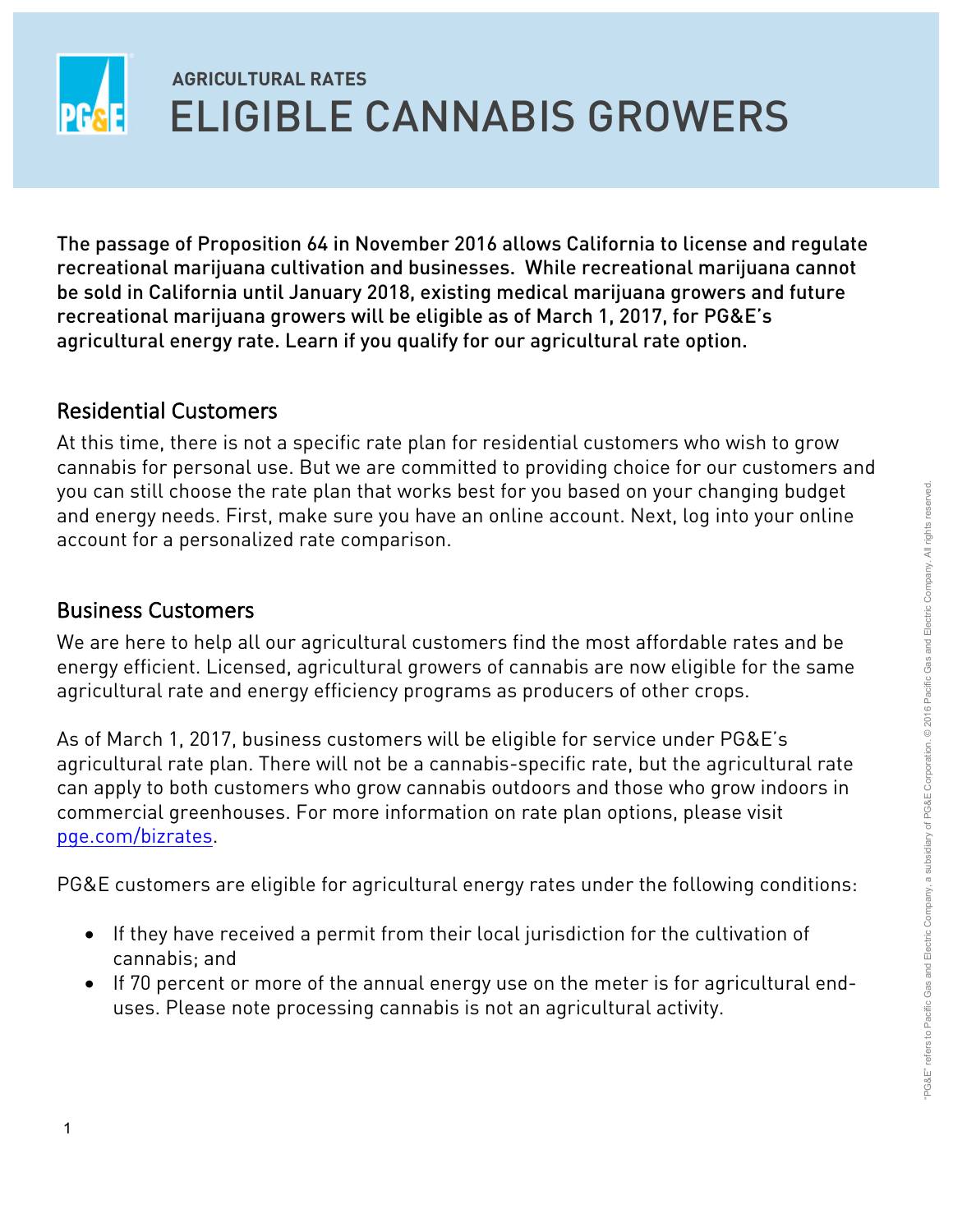AGRICULTURAL RATES

# ELIGIBLE CANNABIS GROWERS

The passage of Proposition 64 in November 2016 allows California to license and regulate recreational marijuana cultivation and businesses. While recreational marijuana cannot be sold in California until January 2018, existing medical marijuana growers and future recreational marijuana growers will be eligible as of March 1, 2017, for PG&E's agricultural energy rate. Learn if you qualify for our agricultural rate option.

## Residential Customers

At this time, there is not a specific rate plan for residential customers who wish to grow cannabis for personal use. But we are committed to providing choice for our customers and you can still choose the rate plan that works best for you based on your changing budget and energy needs. First, make sure you have an online account. Next, log into your online account for a personalized rate comparison.

## Business Customers

We are here to help all our agricultural customers find the most affordable rates and be energy efficient. Licensed, agricultural growers of cannabis are now eligible for the same agricultural rate and energy efficiency programs as producers of other crops.

As of March 1, 2017, business customers will be eligible for service under PG&E's agricultural rate plan. There will not be a cannabis-specific rate, but the agricultural rate can apply to both customers who grow cannabis outdoors and those who grow indoors in commercial greenhouses. For more information on rate plan options, please visit pge.com/bizrates.

PG&E customers are eligible for agricultural energy rates under the following conditions:

- If they have received a permit from their local jurisdiction for the cultivation of cannabis; and
- If 70 percent or more of the annual energy use on the meter is for agricultural end-uses. Please note processing cannabis is not an agricultural activity.

"PG&E" refers to Pacific Gas and Electric Company, a subsidiary of PG&E Corporation. © 2016 Pacific Gas and Electric Company. All rights reserved.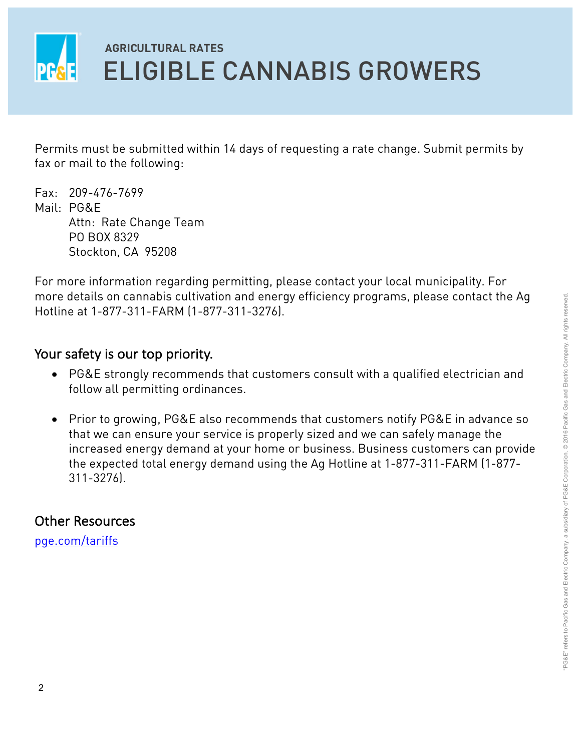AGRICULTURAL RATES

# ELIGIBLE CANNABIS GROWERS

Permits must be submitted within 14 days of requesting a rate change. Submit permits by fax or mail to the following:

Fax: 209-476-7699
Mail: PG&E
Attn: Rate Change Team
PO BOX 8329
Stockton, CA 95208

For more information regarding permitting, please contact your local municipality. For more details on cannabis cultivation and energy efficiency programs, please contact the Ag Hotline at 1-877-311-FARM (1-877-311-3276).

## Your safety is our top priority.

- PG&E strongly recommends that customers consult with a qualified electrician and follow all permitting ordinances.
- Prior to growing, PG&E also recommends that customers notify PG&E in advance so that we can ensure your service is properly sized and we can safely manage the increased energy demand at your home or business. Business customers can provide the expected total energy demand using the Ag Hotline at 1-877-311-FARM (1-877-311-3276).

## Other Resources

pge.com/tariffs

"PG&E" refers to Pacific Gas and Electric Company, a subsidiary of PG&E Corporation. © 2016 Pacific Gas and Electric Company. All rights reserved.